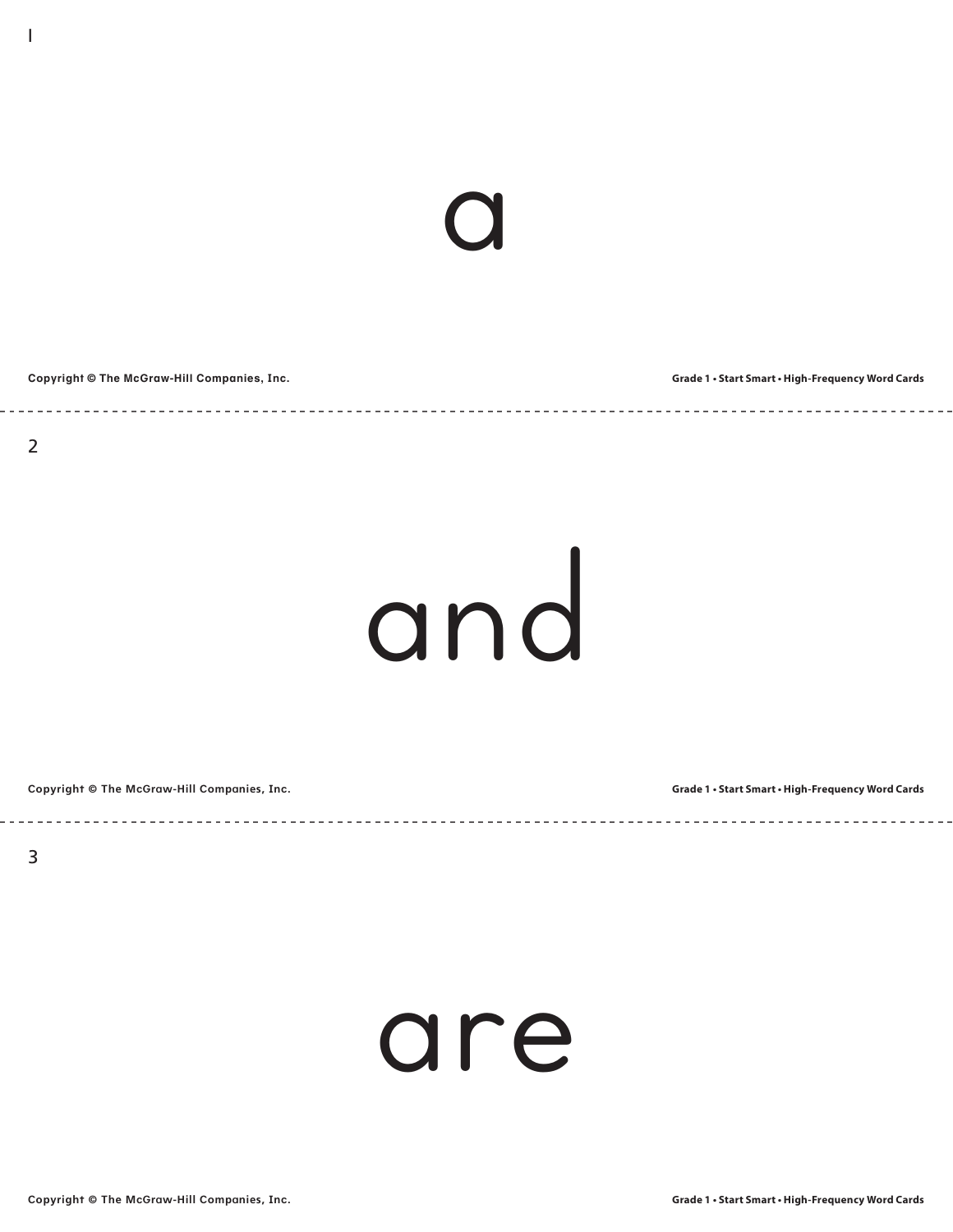1

a

Copyright © The McGraw-Hill Companies, Inc. Grade 1 • Start Smart • High-Frequency Word Cards

2

and

Copyright © The McGraw-Hill Companies, Inc. Grade 1 • Start Smart • High-Frequency Word Cards

3

are

Copyright © The McGraw-Hill Companies, Inc. Grade 1 • Start Smart • High-Frequency Word Cards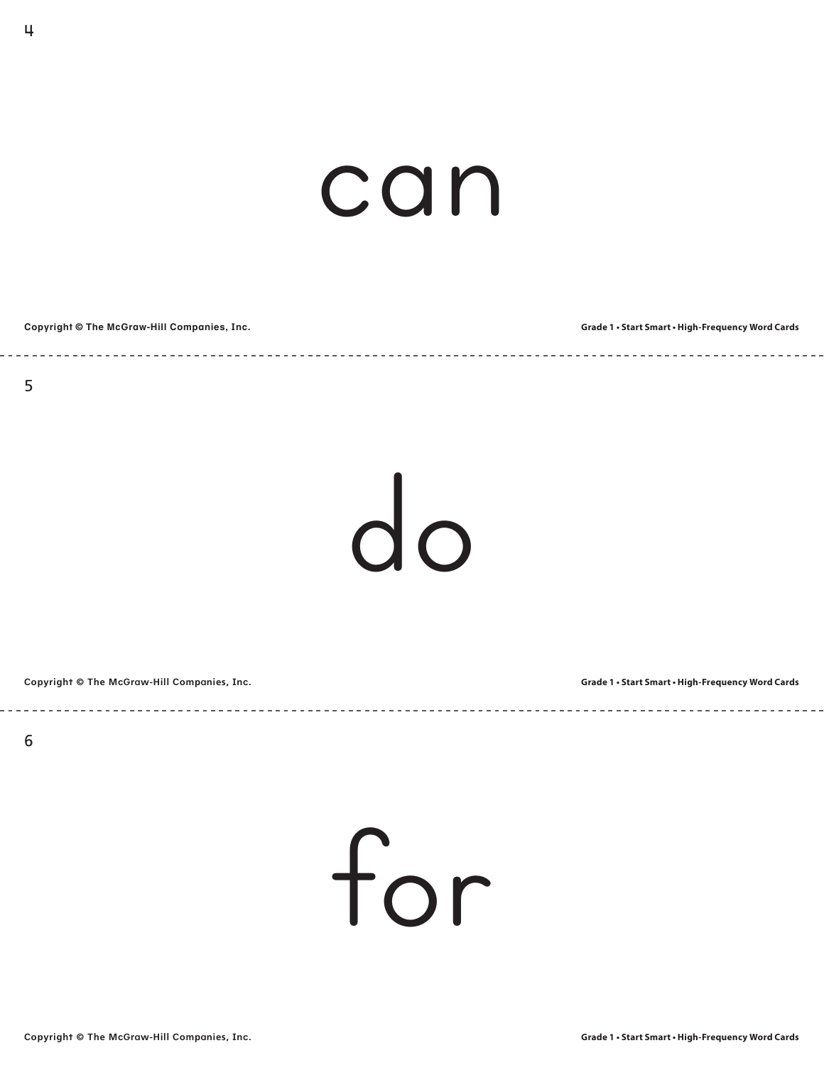can

do

for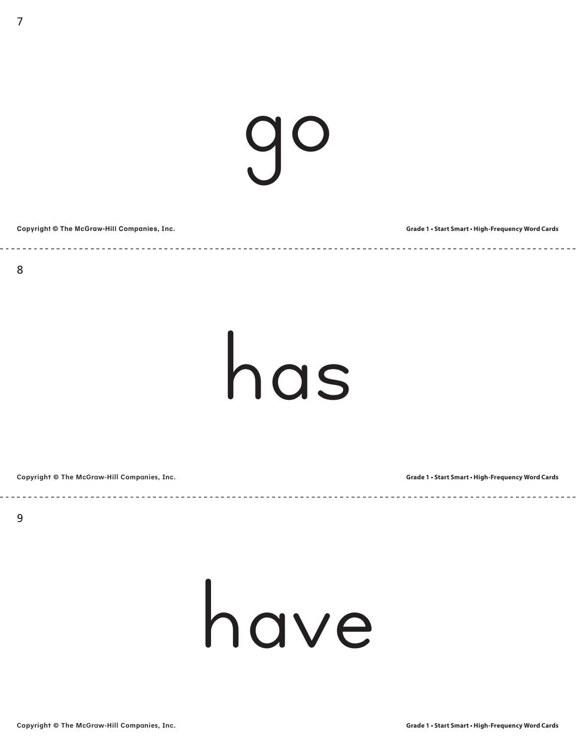7

go

Copyright © The McGraw-Hill Companies, Inc.

Grade 1 • Start Smart • High-Frequency Word Cards

---

8

has

Copyright © The McGraw-Hill Companies, Inc.

Grade 1 • Start Smart • High-Frequency Word Cards

---

9

have

Copyright © The McGraw-Hill Companies, Inc.

Grade 1 • Start Smart • High-Frequency Word Cards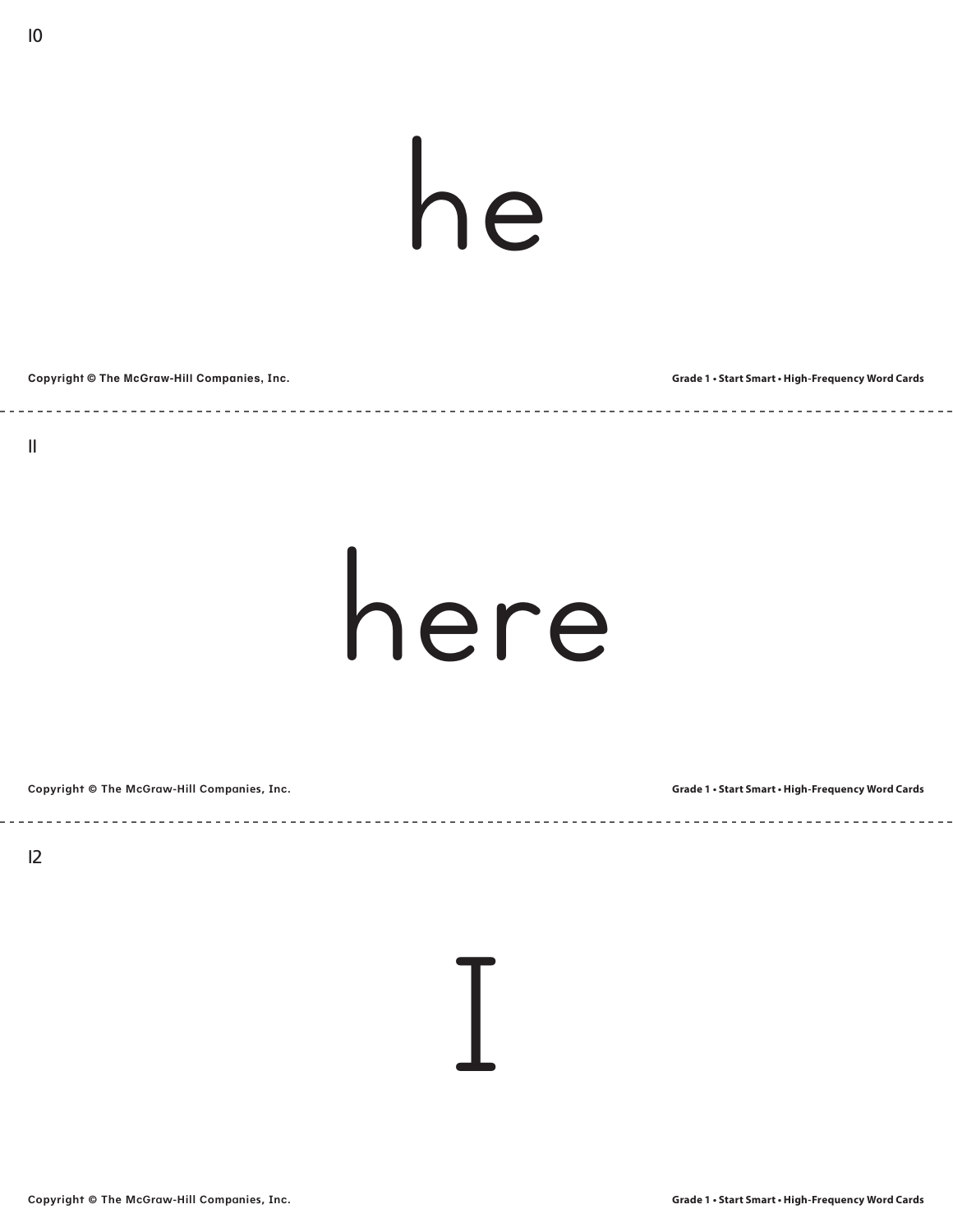10

# he

11

# here

12

# I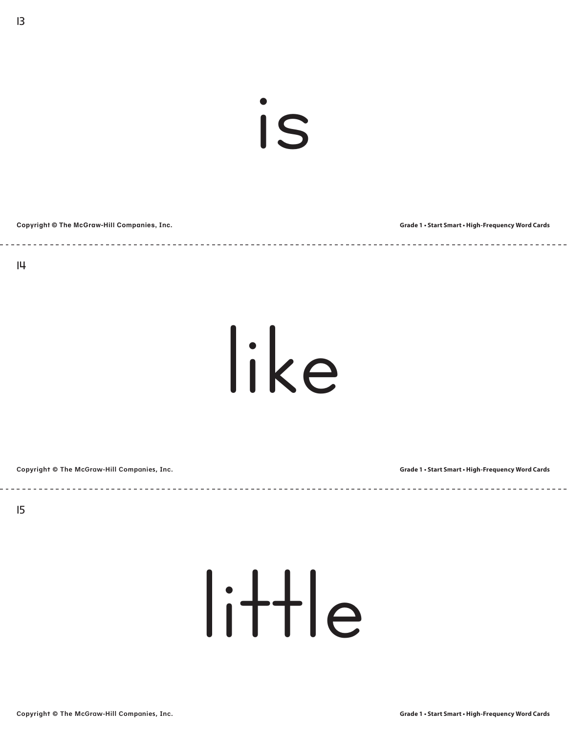13

is

Copyright © The McGraw-Hill Companies, Inc.

Grade 1 • Start Smart • High-Frequency Word Cards

14

like

Copyright © The McGraw-Hill Companies, Inc.

Grade 1 • Start Smart • High-Frequency Word Cards

15

little

Copyright © The McGraw-Hill Companies, Inc.

Grade 1 • Start Smart • High-Frequency Word Cards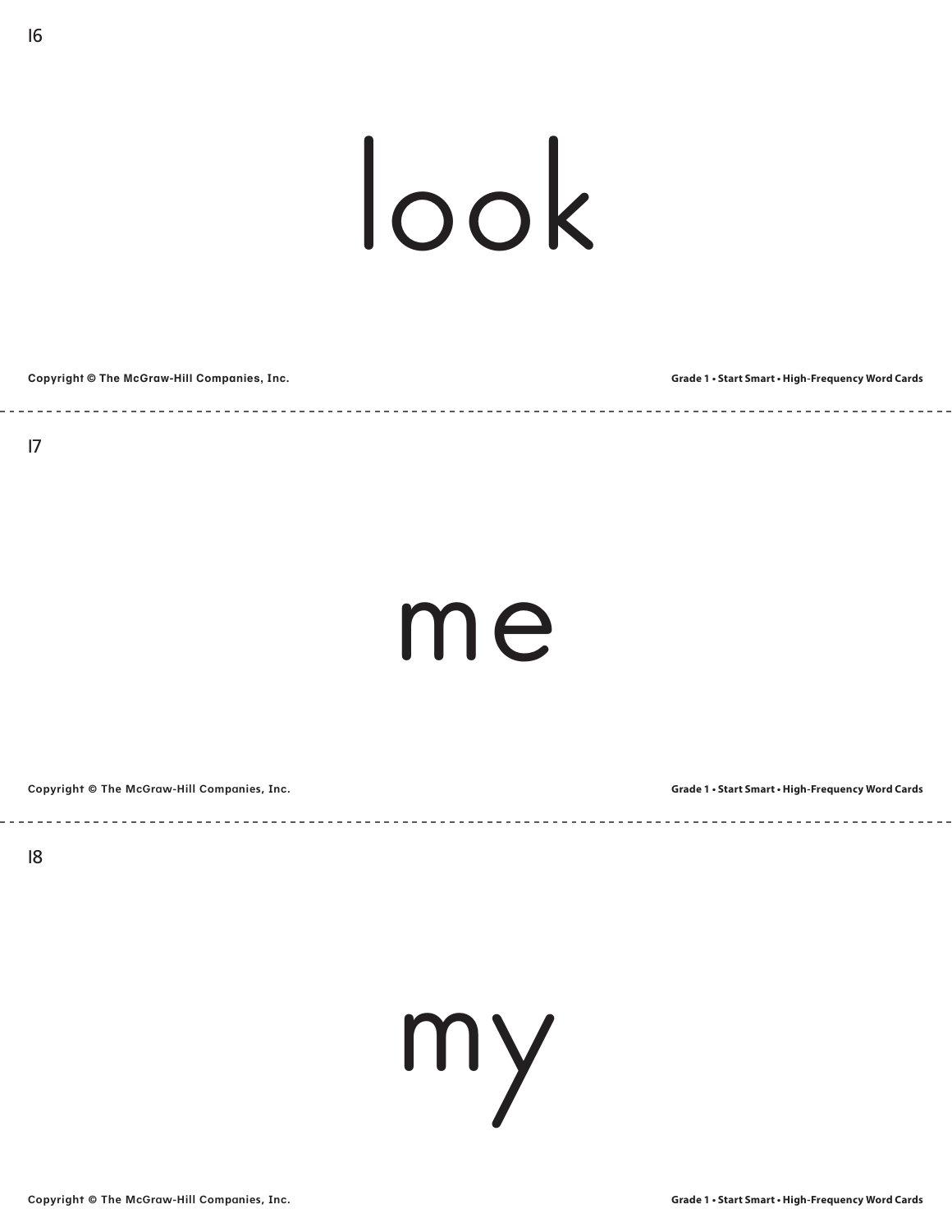16

look

17

me

18

my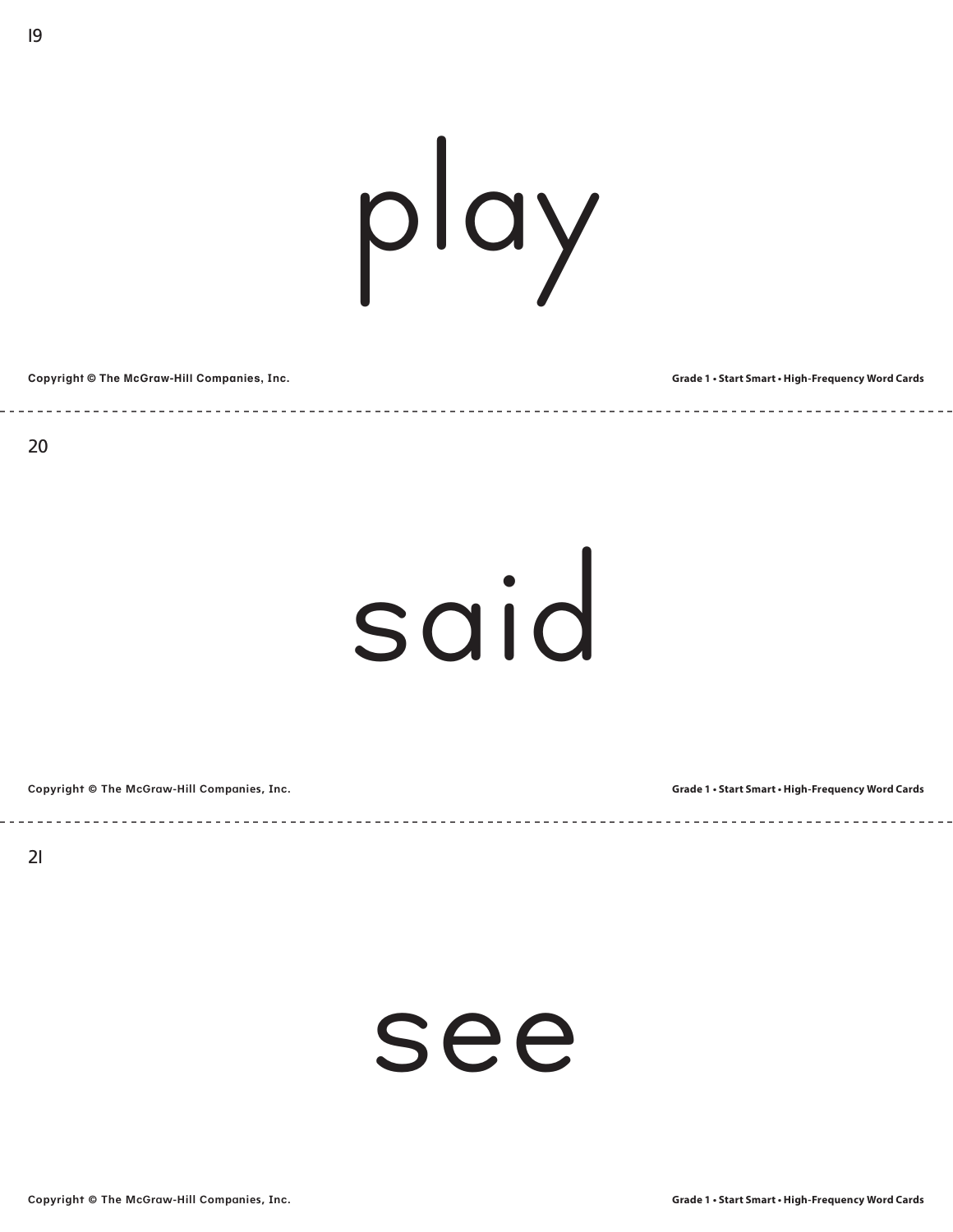19

play

Copyright © The McGraw-Hill Companies, Inc.

Grade 1 • Start Smart • High-Frequency Word Cards

---

20

said

Copyright © The McGraw-Hill Companies, Inc.

Grade 1 • Start Smart • High-Frequency Word Cards

---

21

see

Copyright © The McGraw-Hill Companies, Inc.

Grade 1 • Start Smart • High-Frequency Word Cards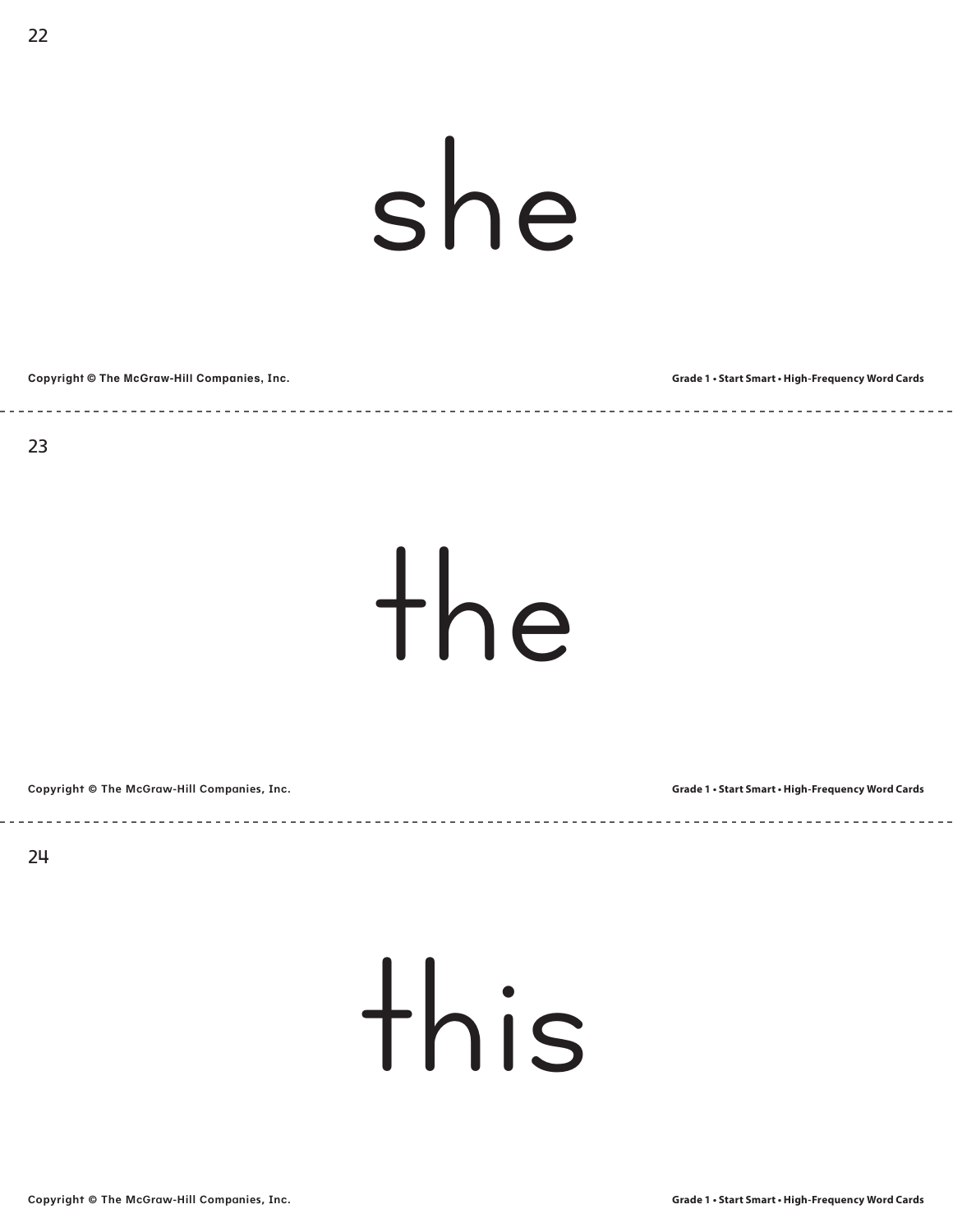she

the

this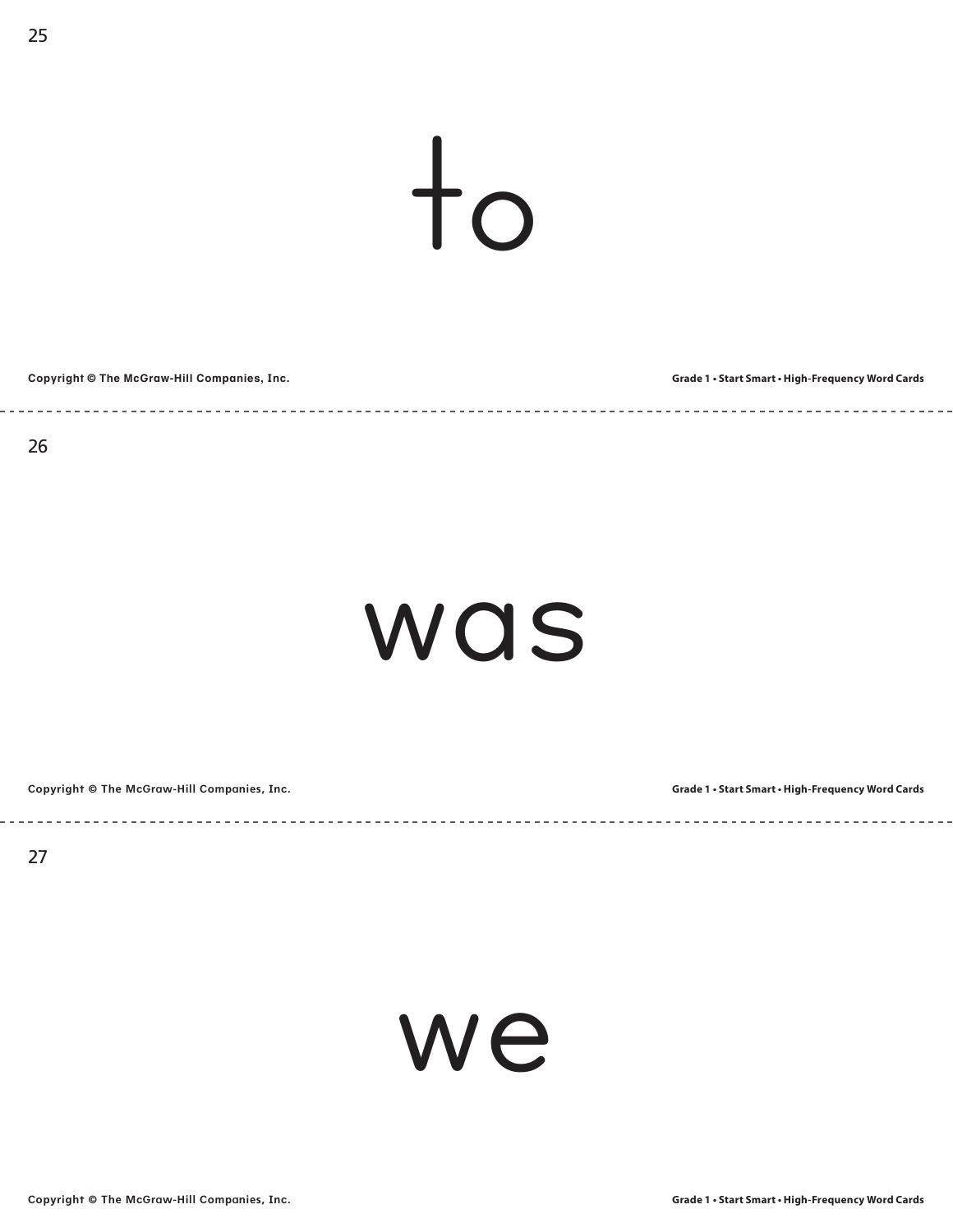25

to

26

was

27

we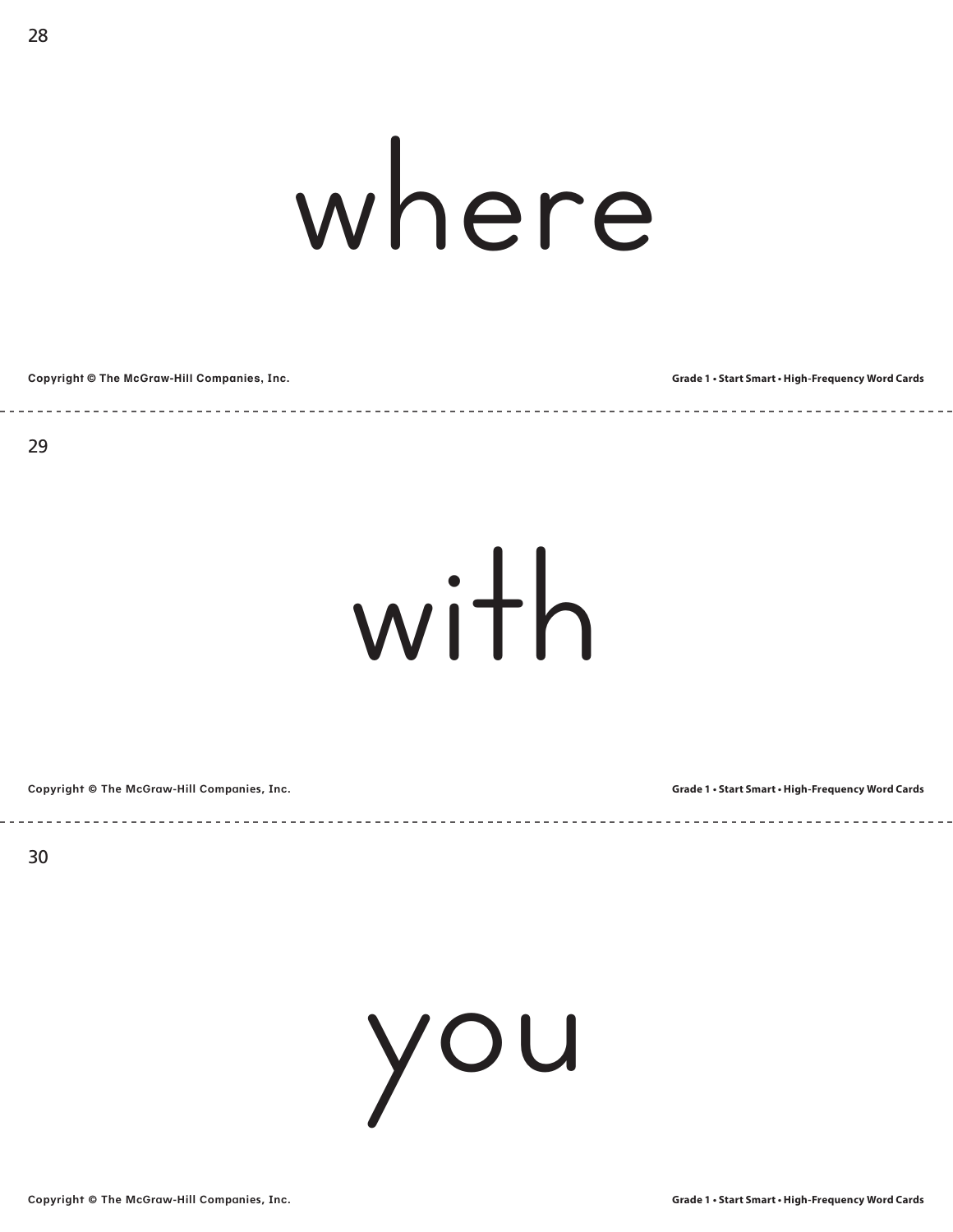where

with

you